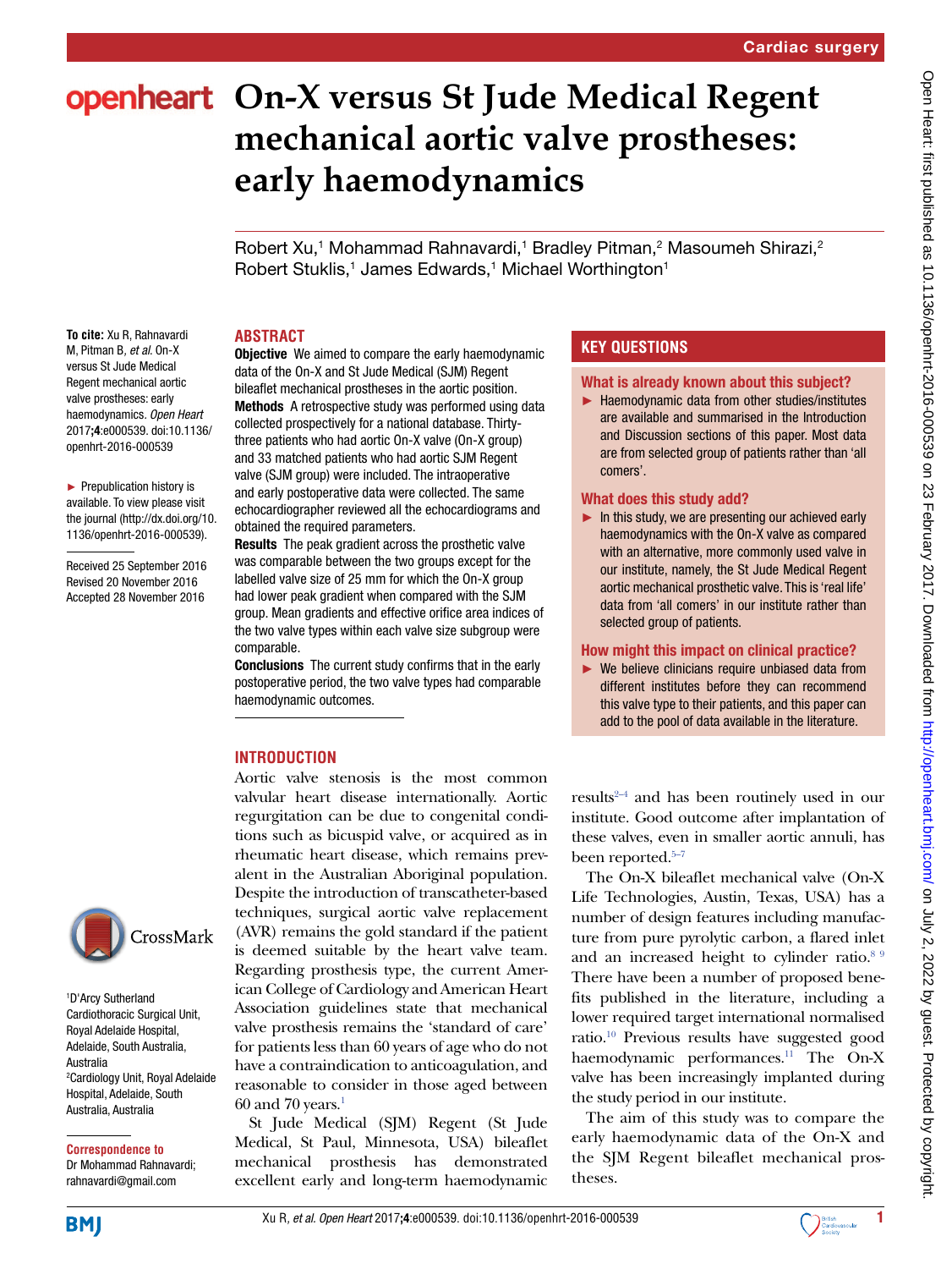# On-X versus St Jude Medical Regent mechanical aortic valve prostheses: early haemodynamics

Robert Xu,[1] Mohammad Rahnavardi,[1] Bradley Pitman,[2] Masoumeh Shirazi,[2] Robert Stuklis,[1] James Edwards,[1] Michael Worthington[1]

To cite: Xu R, Rahnavardi M, Pitman B, *et al*. On-X versus St Jude Medical Regent mechanical aortic valve prostheses: early haemodynamics. *Open Heart* 2017;**4**:e000539. doi:10.1136/openhrt-2016-000539

► Prepublication history is available. To view please visit the journal (http://dx.doi.org/10.1136/openhrt-2016-000539).

Received 25 September 2016
Revised 20 November 2016
Accepted 28 November 2016

[1]D'Arcy Sutherland Cardiothoracic Surgical Unit, Royal Adelaide Hospital, Adelaide, South Australia, Australia
[2]Cardiology Unit, Royal Adelaide Hospital, Adelaide, South Australia, Australia

**Correspondence to**
Dr Mohammad Rahnavardi; rahnavardi@gmail.com

## ABSTRACT

**Objective** We aimed to compare the early haemodynamic data of the On-X and St Jude Medical (SJM) Regent bileaflet mechanical prostheses in the aortic position.

**Methods** A retrospective study was performed using data collected prospectively for a national database. Thirty-three patients who had aortic On-X valve (On-X group) and 33 matched patients who had aortic SJM Regent valve (SJM group) were included. The intraoperative and early postoperative data were collected. The same echocardiographer reviewed all the echocardiograms and obtained the required parameters.

**Results** The peak gradient across the prosthetic valve was comparable between the two groups except for the labelled valve size of 25 mm for which the On-X group had lower peak gradient when compared with the SJM group. Mean gradients and effective orifice area indices of the two valve types within each valve size subgroup were comparable.

**Conclusions** The current study confirms that in the early postoperative period, the two valve types had comparable haemodynamic outcomes.

## KEY QUESTIONS

### What is already known about this subject?

- Haemodynamic data from other studies/institutes are available and summarised in the Introduction and Discussion sections of this paper. Most data are from selected group of patients rather than 'all comers'.

### What does this study add?

- In this study, we are presenting our achieved early haemodynamics with the On-X valve as compared with an alternative, more commonly used valve in our institute, namely, the St Jude Medical Regent aortic mechanical prosthetic valve. This is 'real life' data from 'all comers' in our institute rather than selected group of patients.

### How might this impact on clinical practice?

- We believe clinicians require unbiased data from different institutes before they can recommend this valve type to their patients, and this paper can add to the pool of data available in the literature.

## INTRODUCTION

Aortic valve stenosis is the most common valvular heart disease internationally. Aortic regurgitation can be due to congenital conditions such as bicuspid valve, or acquired as in rheumatic heart disease, which remains prevalent in the Australian Aboriginal population. Despite the introduction of transcatheter-based techniques, surgical aortic valve replacement (AVR) remains the gold standard if the patient is deemed suitable by the heart valve team. Regarding prosthesis type, the current American College of Cardiology and American Heart Association guidelines state that mechanical valve prosthesis remains the 'standard of care' for patients less than 60 years of age who do not have a contraindication to anticoagulation, and reasonable to consider in those aged between 60 and 70 years.[1]

St Jude Medical (SJM) Regent (St Jude Medical, St Paul, Minnesota, USA) bileaflet mechanical prosthesis has demonstrated excellent early and long-term haemodynamic results[2–4] and has been routinely used in our institute. Good outcome after implantation of these valves, even in smaller aortic annuli, has been reported.[5–7]

The On-X bileaflet mechanical valve (On-X Life Technologies, Austin, Texas, USA) has a number of design features including manufacture from pure pyrolytic carbon, a flared inlet and an increased height to cylinder ratio.[8,9] There have been a number of proposed benefits published in the literature, including a lower required target international normalised ratio.[10] Previous results have suggested good haemodynamic performances.[11] The On-X valve has been increasingly implanted during the study period in our institute.

The aim of this study was to compare the early haemodynamic data of the On-X and the SJM Regent bileaflet mechanical prostheses.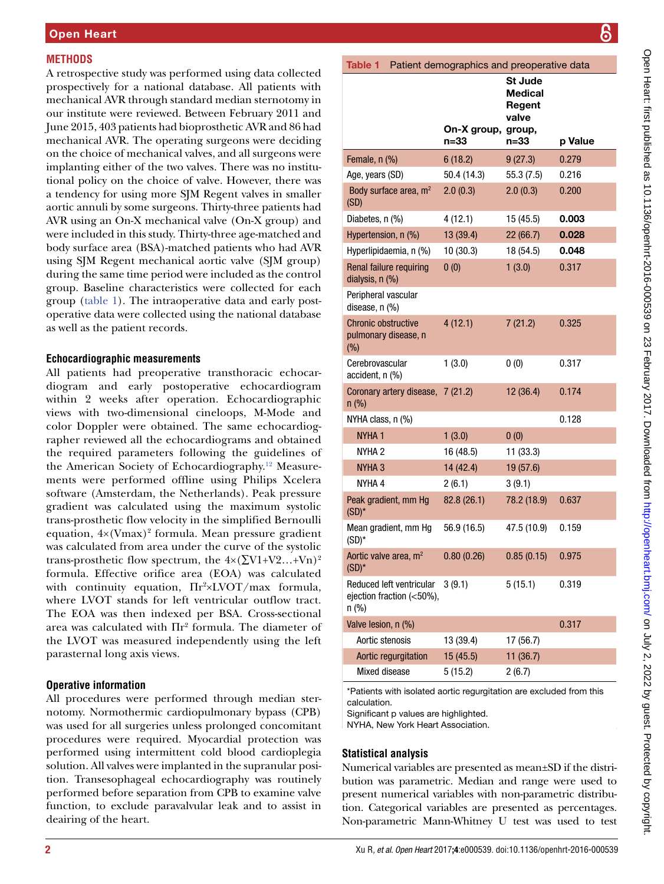## METHODS

A retrospective study was performed using data collected prospectively for a national database. All patients with mechanical AVR through standard median sternotomy in our institute were reviewed. Between February 2011 and June 2015, 403 patients had bioprosthetic AVR and 86 had mechanical AVR. The operating surgeons were deciding on the choice of mechanical valves, and all surgeons were implanting either of the two valves. There was no institutional policy on the choice of valve. However, there was a tendency for using more SJM Regent valves in smaller aortic annuli by some surgeons. Thirty-three patients had AVR using an On-X mechanical valve (On-X group) and were included in this study. Thirty-three age-matched and body surface area (BSA)-matched patients who had AVR using SJM Regent mechanical aortic valve (SJM group) during the same time period were included as the control group. Baseline characteristics were collected for each group (table 1). The intraoperative data and early postoperative data were collected using the national database as well as the patient records.

### Echocardiographic measurements

All patients had preoperative transthoracic echocardiogram and early postoperative echocardiogram within 2 weeks after operation. Echocardiographic views with two-dimensional cineloops, M-Mode and color Doppler were obtained. The same echocardiographer reviewed all the echocardiograms and obtained the required parameters following the guidelines of the American Society of Echocardiography.[12] Measurements were performed offline using Philips Xcelera software (Amsterdam, the Netherlands). Peak pressure gradient was calculated using the maximum systolic trans-prosthetic flow velocity in the simplified Bernoulli equation, $4\times(\text{Vmax})^2$ formula. Mean pressure gradient was calculated from area under the curve of the systolic trans-prosthetic flow spectrum, the $4\times(\sum V1+V2\ldots+Vn)^2$ formula. Effective orifice area (EOA) was calculated with continuity equation, $\Pi r^2\times\text{LVOT}/\max$ formula, where LVOT stands for left ventricular outflow tract. The EOA was then indexed per BSA. Cross-sectional area was calculated with $\Pi r^2$ formula. The diameter of the LVOT was measured independently using the left parasternal long axis views.

### Operative information

All procedures were performed through median sternotomy. Normothermic cardiopulmonary bypass (CPB) was used for all surgeries unless prolonged concomitant procedures were required. Myocardial protection was performed using intermittent cold blood cardioplegia solution. All valves were implanted in the supranular position. Transesophageal echocardiography was routinely performed before separation from CPB to examine valve function, to exclude paravalvular leak and to assist in deairing of the heart.

**Table 1** Patient demographics and preoperative data

| | On-X group, n=33 | St Jude Medical Regent valve group, n=33 | p Value |
|---|---|---|---|
| Female, n (%) | 6 (18.2) | 9 (27.3) | 0.279 |
| Age, years (SD) | 50.4 (14.3) | 55.3 (7.5) | 0.216 |
| Body surface area, $m^2$ (SD) | 2.0 (0.3) | 2.0 (0.3) | 0.200 |
| Diabetes, n (%) | 4 (12.1) | 15 (45.5) | **0.003** |
| Hypertension, n (%) | 13 (39.4) | 22 (66.7) | **0.028** |
| Hyperlipidaemia, n (%) | 10 (30.3) | 18 (54.5) | **0.048** |
| Renal failure requiring dialysis, n (%) | 0 (0) | 1 (3.0) | 0.317 |
| Peripheral vascular disease, n (%) | | | |
| Chronic obstructive pulmonary disease, n (%) | 4 (12.1) | 7 (21.2) | 0.325 |
| Cerebrovascular accident, n (%) | 1 (3.0) | 0 (0) | 0.317 |
| Coronary artery disease, n (%) | 7 (21.2) | 12 (36.4) | 0.174 |
| NYHA class, n (%) | | | 0.128 |
| NYHA 1 | 1 (3.0) | 0 (0) | |
| NYHA 2 | 16 (48.5) | 11 (33.3) | |
| NYHA 3 | 14 (42.4) | 19 (57.6) | |
| NYHA 4 | 2 (6.1) | 3 (9.1) | |
| Peak gradient, mm Hg (SD)* | 82.8 (26.1) | 78.2 (18.9) | 0.637 |
| Mean gradient, mm Hg (SD)* | 56.9 (16.5) | 47.5 (10.9) | 0.159 |
| Aortic valve area, $m^2$ (SD)* | 0.80 (0.26) | 0.85 (0.15) | 0.975 |
| Reduced left ventricular ejection fraction (<50%), n (%) | 3 (9.1) | 5 (15.1) | 0.319 |
| Valve lesion, n (%) | | | 0.317 |
| Aortic stenosis | 13 (39.4) | 17 (56.7) | |
| Aortic regurgitation | 15 (45.5) | 11 (36.7) | |
| Mixed disease | 5 (15.2) | 2 (6.7) | |

*Patients with isolated aortic regurgitation are excluded from this calculation.
Significant p values are highlighted.
NYHA, New York Heart Association.

### Statistical analysis

Numerical variables are presented as mean±SD if the distribution was parametric. Median and range were used to present numerical variables with non-parametric distribution. Categorical variables are presented as percentages. Non-parametric Mann-Whitney U test was used to test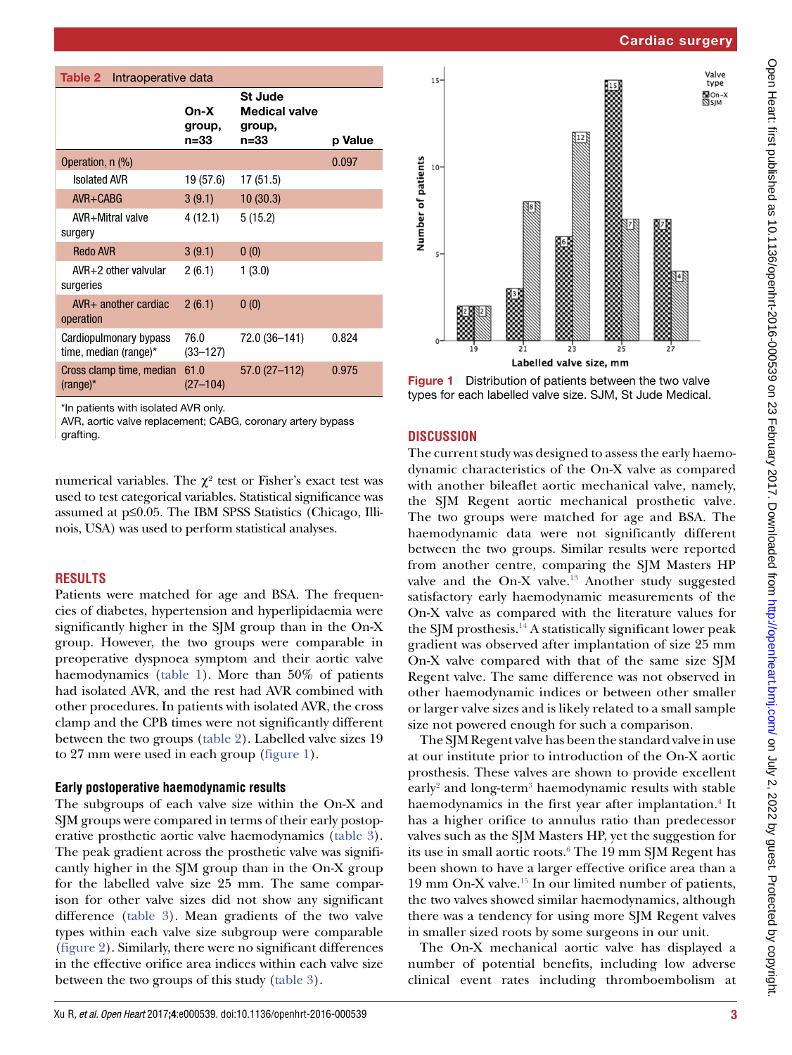**Table 2** Intraoperative data

| | On-X group, n=33 | St Jude Medical valve group, n=33 | p Value |
|---|---|---|---|
| Operation, n (%) | | | 0.097 |
| Isolated AVR | 19 (57.6) | 17 (51.5) | |
| AVR+CABG | 3 (9.1) | 10 (30.3) | |
| AVR+Mitral valve surgery | 4 (12.1) | 5 (15.2) | |
| Redo AVR | 3 (9.1) | 0 (0) | |
| AVR+2 other valvular surgeries | 2 (6.1) | 1 (3.0) | |
| AVR+ another cardiac operation | 2 (6.1) | 0 (0) | |
| Cardiopulmonary bypass time, median (range)* | 76.0 (33–127) | 72.0 (36–141) | 0.824 |
| Cross clamp time, median (range)* | 61.0 (27–104) | 57.0 (27–112) | 0.975 |

*In patients with isolated AVR only.
AVR, aortic valve replacement; CABG, coronary artery bypass grafting.

numerical variables. The $\chi^2$ test or Fisher's exact test was used to test categorical variables. Statistical significance was assumed at $p \leq 0.05$. The IBM SPSS Statistics (Chicago, Illinois, USA) was used to perform statistical analyses.

## RESULTS

Patients were matched for age and BSA. The frequencies of diabetes, hypertension and hyperlipidaemia were significantly higher in the SJM group than in the On-X group. However, the two groups were comparable in preoperative dyspnoea symptom and their aortic valve haemodynamics (table 1). More than 50% of patients had isolated AVR, and the rest had AVR combined with other procedures. In patients with isolated AVR, the cross clamp and the CPB times were not significantly different between the two groups (table 2). Labelled valve sizes 19 to 27 mm were used in each group (figure 1).

### Early postoperative haemodynamic results

The subgroups of each valve size within the On-X and SJM groups were compared in terms of their early postoperative prosthetic aortic valve haemodynamics (table 3). The peak gradient across the prosthetic valve was significantly higher in the SJM group than in the On-X group for the labelled valve size 25 mm. The same comparison for other valve sizes did not show any significant difference (table 3). Mean gradients of the two valve types within each valve size subgroup were comparable (figure 2). Similarly, there were no significant differences in the effective orifice area indices within each valve size between the two groups of this study (table 3).

**Figure 1** Distribution of patients between the two valve types for each labelled valve size. SJM, St Jude Medical.

## DISCUSSION

The current study was designed to assess the early haemodynamic characteristics of the On-X valve as compared with another bileaflet aortic mechanical valve, namely, the SJM Regent aortic mechanical prosthetic valve. The two groups were matched for age and BSA. The haemodynamic data were not significantly different between the two groups. Similar results were reported from another centre, comparing the SJM Masters HP valve and the On-X valve.[13] Another study suggested satisfactory early haemodynamic measurements of the On-X valve as compared with the literature values for the SJM prosthesis.[14] A statistically significant lower peak gradient was observed after implantation of size 25 mm On-X valve compared with that of the same size SJM Regent valve. The same difference was not observed in other haemodynamic indices or between other smaller or larger valve sizes and is likely related to a small sample size not powered enough for such a comparison.

The SJM Regent valve has been the standard valve in use at our institute prior to introduction of the On-X aortic prosthesis. These valves are shown to provide excellent early[2] and long-term[3] haemodynamic results with stable haemodynamics in the first year after implantation.[4] It has a higher orifice to annulus ratio than predecessor valves such as the SJM Masters HP, yet the suggestion for its use in small aortic roots.[6] The 19 mm SJM Regent has been shown to have a larger effective orifice area than a 19 mm On-X valve.[15] In our limited number of patients, the two valves showed similar haemodynamics, although there was a tendency for using more SJM Regent valves in smaller sized roots by some surgeons in our unit.

The On-X mechanical aortic valve has displayed a number of potential benefits, including low adverse clinical event rates including thromboembolism at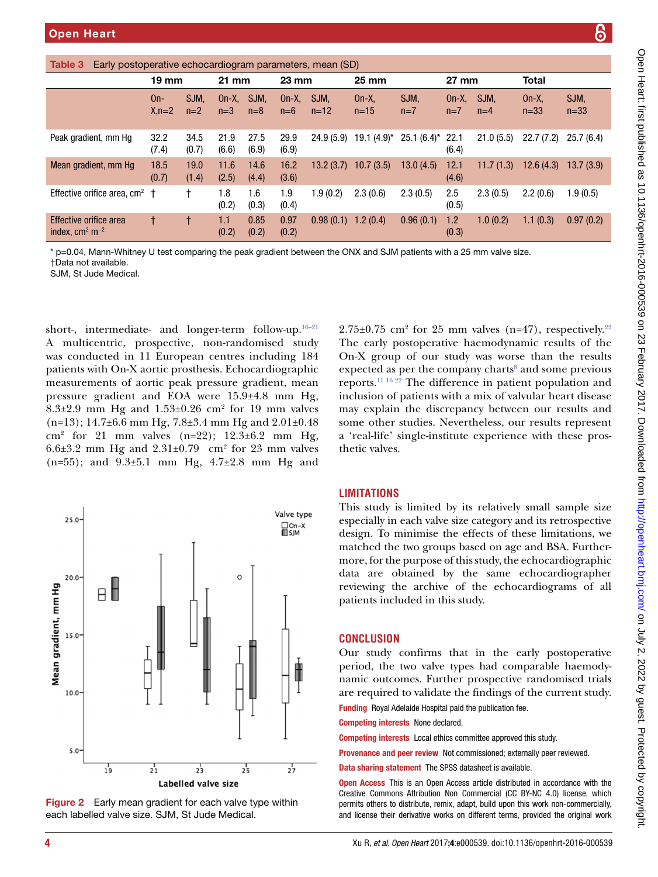**Table 3** Early postoperative echocardiogram parameters, mean (SD)

| | 19 mm | | 21 mm | | 23 mm | | 25 mm | | 27 mm | | Total | |
|---|---|---|---|---|---|---|---|---|---|---|---|---|
| | On-X,n=2 | SJM, n=2 | On-X, n=3 | SJM, n=8 | On-X, n=6 | SJM, n=12 | On-X, n=15 | SJM, n=7 | On-X, n=7 | SJM, n=4 | On-X, n=33 | SJM, n=33 |
| Peak gradient, mm Hg | 32.2 (7.4) | 34.5 (0.7) | 21.9 (6.6) | 27.5 (6.9) | 29.9 (6.9) | 24.9 (5.9) | 19.1 (4.9)* | 25.1 (6.4)* | 22.1 (6.4) | 21.0 (5.5) | 22.7 (7.2) | 25.7 (6.4) |
| Mean gradient, mm Hg | 18.5 (0.7) | 19.0 (1.4) | 11.6 (2.5) | 14.6 (4.4) | 16.2 (3.6) | 13.2 (3.7) | 10.7 (3.5) | 13.0 (4.5) | 12.1 (4.6) | 11.7 (1.3) | 12.6 (4.3) | 13.7 (3.9) |
| Effective orifice area, cm² | † | † | 1.8 (0.2) | 1.6 (0.3) | 1.9 (0.4) | 1.9 (0.2) | 2.3 (0.6) | 2.3 (0.5) | 2.5 (0.5) | 2.3 (0.5) | 2.2 (0.6) | 1.9 (0.5) |
| Effective orifice area index, cm² m⁻² | † | † | 1.1 (0.2) | 0.85 (0.2) | 0.97 (0.2) | 0.98 (0.1) | 1.2 (0.4) | 0.96 (0.1) | 1.2 (0.3) | 1.0 (0.2) | 1.1 (0.3) | 0.97 (0.2) |

\* p=0.04, Mann-Whitney U test comparing the peak gradient between the ONX and SJM patients with a 25 mm valve size.
†Data not available.
SJM, St Jude Medical.

short-, intermediate- and longer-term follow-up.[16–21] A multicentric, prospective, non-randomised study was conducted in 11 European centres including 184 patients with On-X aortic prosthesis. Echocardiographic measurements of aortic peak pressure gradient, mean pressure gradient and EOA were 15.9±4.8 mm Hg, 8.3±2.9 mm Hg and 1.53±0.26 cm² for 19 mm valves (n=13); 14.7±6.6 mm Hg, 7.8±3.4 mm Hg and 2.01±0.48 cm² for 21 mm valves (n=22); 12.3±6.2 mm Hg, 6.6±3.2 mm Hg and 2.31±0.79 cm² for 23 mm valves (n=55); and 9.3±5.1 mm Hg, 4.7±2.8 mm Hg and 2.75±0.75 cm² for 25 mm valves (n=47), respectively.[22] The early postoperative haemodynamic results of the On-X group of our study was worse than the results expected as per the company charts[8] and some previous reports.[11 16 22] The difference in patient population and inclusion of patients with a mix of valvular heart disease may explain the discrepancy between our results and some other studies. Nevertheless, our results represent a 'real-life' single-institute experience with these prosthetic valves.

Figure 2 Early mean gradient for each valve type within each labelled valve size. SJM, St Jude Medical.

## LIMITATIONS

This study is limited by its relatively small sample size especially in each valve size category and its retrospective design. To minimise the effects of these limitations, we matched the two groups based on age and BSA. Furthermore, for the purpose of this study, the echocardiographic data are obtained by the same echocardiographer reviewing the archive of the echocardiograms of all patients included in this study.

## CONCLUSION

Our study confirms that in the early postoperative period, the two valve types had comparable haemodynamic outcomes. Further prospective randomised trials are required to validate the findings of the current study.

**Funding** Royal Adelaide Hospital paid the publication fee.

**Competing interests** None declared.

**Competing interests** Local ethics committee approved this study.

**Provenance and peer review** Not commissioned; externally peer reviewed.

**Data sharing statement** The SPSS datasheet is available.

**Open Access** This is an Open Access article distributed in accordance with the Creative Commons Attribution Non Commercial (CC BY-NC 4.0) license, which permits others to distribute, remix, adapt, build upon this work non-commercially, and license their derivative works on different terms, provided the original work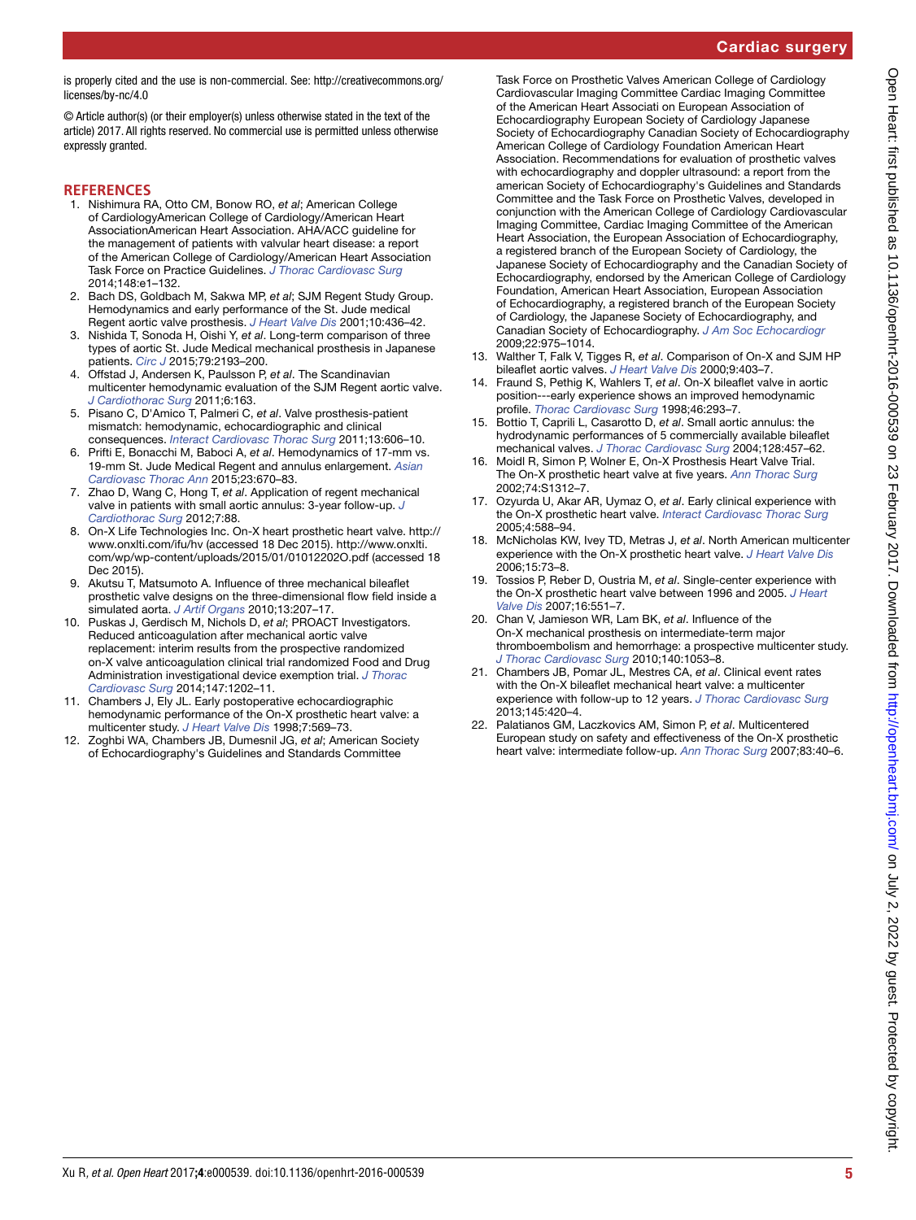is properly cited and the use is non-commercial. See: http://creativecommons.org/licenses/by-nc/4.0

© Article author(s) (or their employer(s) unless otherwise stated in the text of the article) 2017. All rights reserved. No commercial use is permitted unless otherwise expressly granted.

## REFERENCES

1. Nishimura RA, Otto CM, Bonow RO, *et al*; American College of CardiologyAmerican College of Cardiology/American Heart AssociationAmerican Heart Association. AHA/ACC guideline for the management of patients with valvular heart disease: a report of the American College of Cardiology/American Heart Association Task Force on Practice Guidelines. *J Thorac Cardiovasc Surg* 2014;148:e1–132.
2. Bach DS, Goldbach M, Sakwa MP, *et al*; SJM Regent Study Group. Hemodynamics and early performance of the St. Jude medical Regent aortic valve prosthesis. *J Heart Valve Dis* 2001;10:436–42.
3. Nishida T, Sonoda H, Oishi Y, *et al*. Long-term comparison of three types of aortic St. Jude Medical mechanical prosthesis in Japanese patients. *Circ J* 2015;79:2193–200.
4. Offstad J, Andersen K, Paulsson P, *et al*. The Scandinavian multicenter hemodynamic evaluation of the SJM Regent aortic valve. *J Cardiothorac Surg* 2011;6:163.
5. Pisano C, D'Amico T, Palmeri C, *et al*. Valve prosthesis-patient mismatch: hemodynamic, echocardiographic and clinical consequences. *Interact Cardiovasc Thorac Surg* 2011;13:606–10.
6. Prifti E, Bonacchi M, Baboci A, *et al*. Hemodynamics of 17-mm vs. 19-mm St. Jude Medical Regent and annulus enlargement. *Asian Cardiovasc Thorac Ann* 2015;23:670–83.
7. Zhao D, Wang C, Hong T, *et al*. Application of regent mechanical valve in patients with small aortic annulus: 3-year follow-up. *J Cardiothorac Surg* 2012;7:88.
8. On-X Life Technologies Inc. On-X heart prosthetic heart valve. http://www.onxlti.com/ifu/hv (accessed 18 Dec 2015). http://www.onxlti.com/wp/wp-content/uploads/2015/01/01012202O.pdf (accessed 18 Dec 2015).
9. Akutsu T, Matsumoto A. Influence of three mechanical bileaflet prosthetic valve designs on the three-dimensional flow field inside a simulated aorta. *J Artif Organs* 2010;13:207–17.
10. Puskas J, Gerdisch M, Nichols D, *et al*; PROACT Investigators. Reduced anticoagulation after mechanical aortic valve replacement: interim results from the prospective randomized on-X valve anticoagulation clinical trial randomized Food and Drug Administration investigational device exemption trial. *J Thorac Cardiovasc Surg* 2014;147:1202–11.
11. Chambers J, Ely JL. Early postoperative echocardiographic hemodynamic performance of the On-X prosthetic heart valve: a multicenter study. *J Heart Valve Dis* 1998;7:569–73.
12. Zoghbi WA, Chambers JB, Dumesnil JG, *et al*; American Society of Echocardiography's Guidelines and Standards Committee Task Force on Prosthetic Valves American College of Cardiology Cardiovascular Imaging Committee Cardiac Imaging Committee of the American Heart Associati on European Association of Echocardiography European Society of Cardiology Japanese Society of Echocardiography Canadian Society of Echocardiography American College of Cardiology Foundation American Heart Association. Recommendations for evaluation of prosthetic valves with echocardiography and doppler ultrasound: a report from the american Society of Echocardiography's Guidelines and Standards Committee and the Task Force on Prosthetic Valves, developed in conjunction with the American College of Cardiology Cardiovascular Imaging Committee, Cardiac Imaging Committee of the American Heart Association, the European Association of Echocardiography, a registered branch of the European Society of Cardiology, the Japanese Society of Echocardiography and the Canadian Society of Echocardiography, endorsed by the American College of Cardiology Foundation, American Heart Association, European Association of Echocardiography, a registered branch of the European Society of Cardiology, the Japanese Society of Echocardiography, and Canadian Society of Echocardiography. *J Am Soc Echocardiogr* 2009;22:975–1014.
13. Walther T, Falk V, Tigges R, *et al*. Comparison of On-X and SJM HP bileaflet aortic valves. *J Heart Valve Dis* 2000;9:403–7.
14. Fraund S, Pethig K, Wahlers T, *et al*. On-X bileaflet valve in aortic position---early experience shows an improved hemodynamic profile. *Thorac Cardiovasc Surg* 1998;46:293–7.
15. Bottio T, Caprili L, Casarotto D, *et al*. Small aortic annulus: the hydrodynamic performances of 5 commercially available bileaflet mechanical valves. *J Thorac Cardiovasc Surg* 2004;128:457–62.
16. Moidl R, Simon P, Wolner E, On-X Prosthesis Heart Valve Trial. The On-X prosthetic heart valve at five years. *Ann Thorac Surg* 2002;74:S1312–7.
17. Ozyurda U, Akar AR, Uymaz O, *et al*. Early clinical experience with the On-X prosthetic heart valve. *Interact Cardiovasc Thorac Surg* 2005;4:588–94.
18. McNicholas KW, Ivey TD, Metras J, *et al*. North American multicenter experience with the On-X prosthetic heart valve. *J Heart Valve Dis* 2006;15:73–8.
19. Tossios P, Reber D, Oustria M, *et al*. Single-center experience with the On-X prosthetic heart valve between 1996 and 2005. *J Heart Valve Dis* 2007;16:551–7.
20. Chan V, Jamieson WR, Lam BK, *et al*. Influence of the On-X mechanical prosthesis on intermediate-term major thromboembolism and hemorrhage: a prospective multicenter study. *J Thorac Cardiovasc Surg* 2010;140:1053–8.
21. Chambers JB, Pomar JL, Mestres CA, *et al*. Clinical event rates with the On-X bileaflet mechanical heart valve: a multicenter experience with follow-up to 12 years. *J Thorac Cardiovasc Surg* 2013;145:420–4.
22. Palatianos GM, Laczkovics AM, Simon P, *et al*. Multicentered European study on safety and effectiveness of the On-X prosthetic heart valve: intermediate follow-up. *Ann Thorac Surg* 2007;83:40–6.